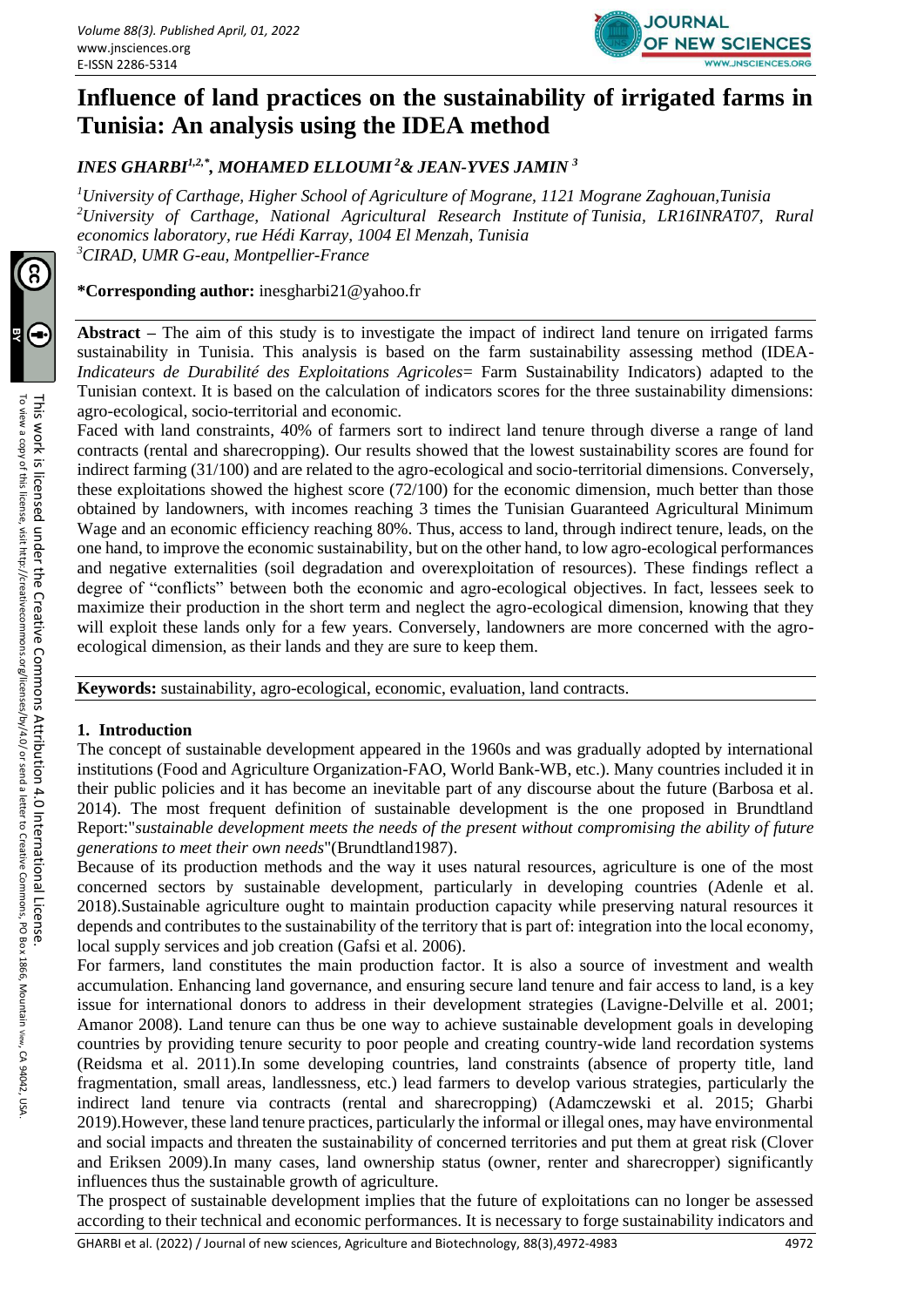# Influence of land practices on the sustainability of irrigated farms in Tunisia: An analysis using the IDEA method

*INES GHARBI[1,2,*], MOHAMED ELLOUMI[2] & JEAN-YVES JAMIN[3]*

*[1]University of Carthage, Higher School of Agriculture of Mogr762, 1121 Mograne Zaghouan,Tunisia*
*[2]University of Carthage, National Agricultural Research Institute of Tunisia, LR16INRAT07, Rural economics laboratory, rue Hédi Karray, 1004 El Menzah, Tunisia*
*[3]CIRAD, UMR G-eau, Montpellier-France*

**\*Corresponding author:** inesgharbi21@yahoo.fr

**Abstract** – The aim of this study is to investigate the impact of indirect land tenure on irrigated farms sustainability in Tunisia. This analysis is based on the farm sustainability assessing method (IDEA-*Indicateurs de Durabilité des Exploitations Agricoles*= Farm Sustainability Indicators) adapted to the Tunisian context. It is based on the calculation of indicators scores for the three sustainability dimensions: agro-ecological, socio-territorial and economic.

Faced with land constraints, 40% of farmers sort to indirect land tenure through diverse a range of land contracts (rental and sharecropping). Our results showed that the lowest sustainability scores are found for indirect farming (31/100) and are related to the agro-ecological and socio-territorial dimensions. Conversely, these exploitations showed the highest score (72/100) for the economic dimension, much better than those obtained by landowners, with incomes reaching 3 times the Tunisian Guaranteed Agricultural Minimum Wage and an economic efficiency reaching 80%. Thus, access to land, through indirect tenure, leads, on the one hand, to improve the economic sustainability, but on the other hand, to low agro-ecological performances and negative externalities (soil degradation and overexploitation of resources). These findings reflect a degree of "conflicts" between both the economic and agro-ecological objectives. In fact, lessees seek to maximize their production in the short term and neglect the agro-ecological dimension, knowing that they will exploit these lands only for a few years. Conversely, landowners are more concerned with the agro-ecological dimension, as their lands and they are sure to keep them.

**Keywords:** sustainability, agro-ecological, economic, evaluation, land contracts.

## 1. Introduction

The concept of sustainable development appeared in the 1960s and was gradually adopted by international institutions (Food and Agriculture Organization-FAO, World Bank-WB, etc.). Many countries included it in their public policies and it has become an inevitable part of any discourse about the future (Barbosa et al. 2014). The most frequent definition of sustainable development is the one proposed in Brundtland Report:"*sustainable development meets the needs of the present without compromising the ability of future generations to meet their own needs*"(Brundtland1987).

Because of its production methods and the way it uses natural resources, agriculture is one of the most concerned sectors by sustainable development, particularly in developing countries (Adenle et al. 2018).Sustainable agriculture ought to maintain production capacity while preserving natural resources it depends and contributes to the sustainability of the territory that is part of: integration into the local economy, local supply services and job creation (Gafsi et al. 2006).

For farmers, land constitutes the main production factor. It is also a source of investment and wealth accumulation. Enhancing land governance, and ensuring secure land tenure and fair access to land, is a key issue for international donors to address in their development strategies (Lavigne-Delville et al. 2001; Amanor 2008). Land tenure can thus be one way to achieve sustainable development goals in developing countries by providing tenure security to poor people and creating country-wide land recordation systems (Reidsma et al. 2011).In some developing countries, land constraints (absence of property title, land fragmentation, small areas, landlessness, etc.) lead farmers to develop various strategies, particularly the indirect land tenure via contracts (rental and sharecropping) (Adamczewski et al. 2015; Gharbi 2019).However, these land tenure practices, particularly the informal or illegal ones, may have environmental and social impacts and threaten the sustainability of concerned territories and put them at great risk (Clover and Eriksen 2009).In many cases, land ownership status (owner, renter and sharecropper) significantly influences thus the sustainable growth of agriculture.

The prospect of sustainable development implies that the future of exploitations can no longer be assessed according to their technical and economic performances. It is necessary to forge sustainability indicators and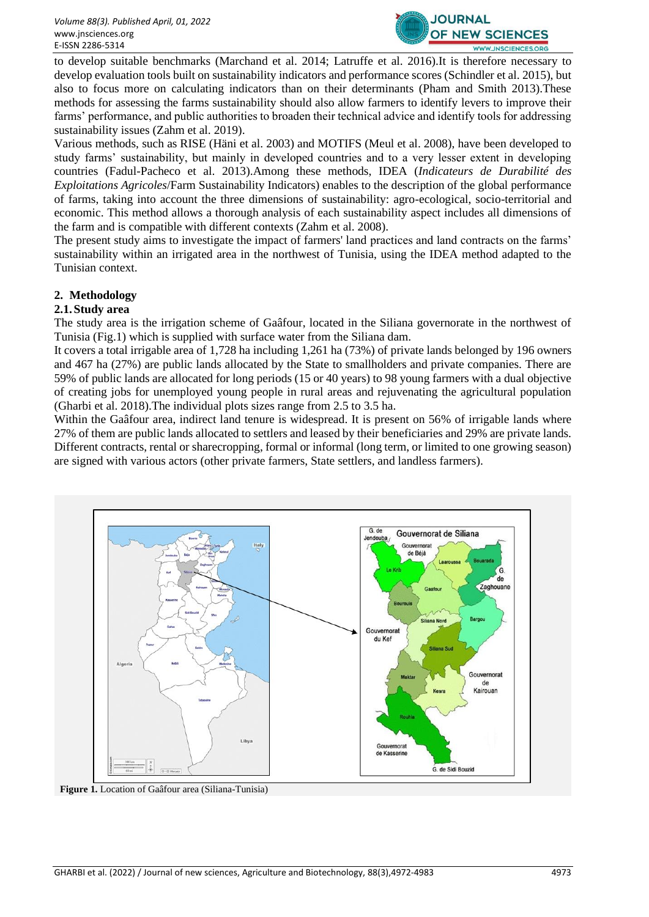to develop suitable benchmarks (Marchand et al. 2014; Latruffe et al. 2016).It is therefore necessary to develop evaluation tools built on sustainability indicators and performance scores (Schindler et al. 2015), but also to focus more on calculating indicators than on their determinants (Pham and Smith 2013).These methods for assessing the farms sustainability should also allow farmers to identify levers to improve their farms' performance, and public authorities to broaden their technical advice and identify tools for addressing sustainability issues (Zahm et al. 2019).

Various methods, such as RISE (Häni et al. 2003) and MOTIFS (Meul et al. 2008), have been developed to study farms' sustainability, but mainly in developed countries and to a very lesser extent in developing countries (Fadul-Pacheco et al. 2013).Among these methods, IDEA (*Indicateurs de Durabilité des Exploitations Agricoles*/Farm Sustainability Indicators) enables to the description of the global performance of farms, taking into account the three dimensions of sustainability: agro-ecological, socio-territorial and economic. This method allows a thorough analysis of each sustainability aspect includes all dimensions of the farm and is compatible with different contexts (Zahm et al. 2008).

The present study aims to investigate the impact of farmers' land practices and land contracts on the farms' sustainability within an irrigated area in the northwest of Tunisia, using the IDEA method adapted to the Tunisian context.

## 2. Methodology

### 2.1. Study area

The study area is the irrigation scheme of Gaâfour, located in the Siliana governorate in the northwest of Tunisia (Fig.1) which is supplied with surface water from the Siliana dam.

It covers a total irrigable area of 1,728 ha including 1,261 ha (73%) of private lands belonged by 196 owners and 467 ha (27%) are public lands allocated by the State to smallholders and private companies. There are 59% of public lands are allocated for long periods (15 or 40 years) to 98 young farmers with a dual objective of creating jobs for unemployed young people in rural areas and rejuvenating the agricultural population (Gharbi et al. 2018).The individual plots sizes range from 2.5 to 3.5 ha.

Within the Gaâfour area, indirect land tenure is widespread. It is present on 56% of irrigable lands where 27% of them are public lands allocated to settlers and leased by their beneficiaries and 29% are private lands. Different contracts, rental or sharecropping, formal or informal (long term, or limited to one growing season) are signed with various actors (other private farmers, State settlers, and landless farmers).

**Figure 1.** Location of Gaâfour area (Siliana-Tunisia)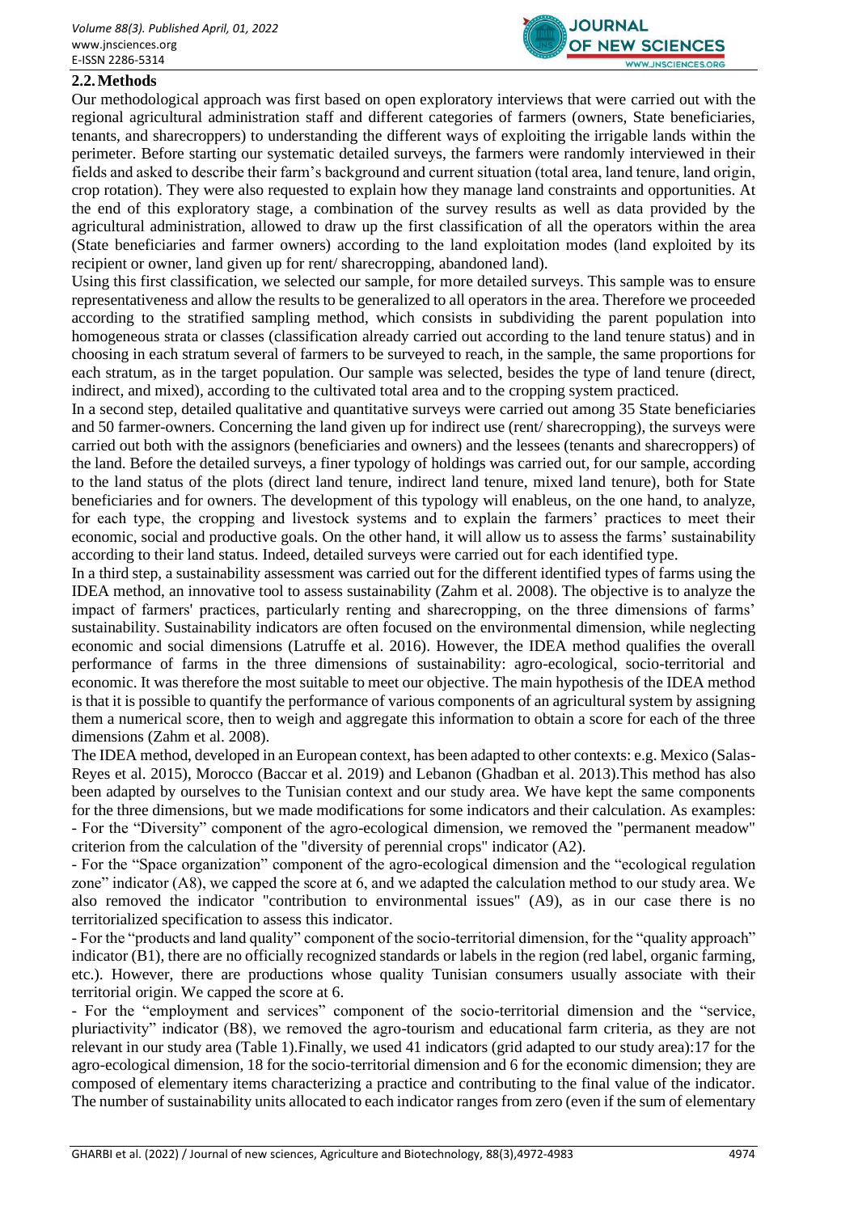### 2.2. Methods

Our methodological approach was first based on open exploratory interviews that were carried out with the regional agricultural administration staff and different categories of farmers (owners, State beneficiaries, tenants, and sharecroppers) to understanding the different ways of exploiting the irrigable lands within the perimeter. Before starting our systematic detailed surveys, the farmers were randomly interviewed in their fields and asked to describe their farm's background and current situation (total area, land tenure, land origin, crop rotation). They were also requested to explain how they manage land constraints and opportunities. At the end of this exploratory stage, a combination of the survey results as well as data provided by the agricultural administration, allowed to draw up the first classification of all the operators within the area (State beneficiaries and farmer owners) according to the land exploitation modes (land exploited by its recipient or owner, land given up for rent/ sharecropping, abandoned land).

Using this first classification, we selected our sample, for more detailed surveys. This sample was to ensure representativeness and allow the results to be generalized to all operators in the area. Therefore we proceeded according to the stratified sampling method, which consists in subdividing the parent population into homogeneous strata or classes (classification already carried out according to the land tenure status) and in choosing in each stratum several of farmers to be surveyed to reach, in the sample, the same proportions for each stratum, as in the target population. Our sample was selected, besides the type of land tenure (direct, indirect, and mixed), according to the cultivated total area and to the cropping system practiced.

In a second step, detailed qualitative and quantitative surveys were carried out among 35 State beneficiaries and 50 farmer-owners. Concerning the land given up for indirect use (rent/ sharecropping), the surveys were carried out both with the assignors (beneficiaries and owners) and the lessees (tenants and sharecroppers) of the land. Before the detailed surveys, a finer typology of holdings was carried out, for our sample, according to the land status of the plots (direct land tenure, indirect land tenure, mixed land tenure), both for State beneficiaries and for owners. The development of this typology will enableus, on the one hand, to analyze, for each type, the cropping and livestock systems and to explain the farmers' practices to meet their economic, social and productive goals. On the other hand, it will allow us to assess the farms' sustainability according to their land status. Indeed, detailed surveys were carried out for each identified type.

In a third step, a sustainability assessment was carried out for the different identified types of farms using the IDEA method, an innovative tool to assess sustainability (Zahm et al. 2008). The objective is to analyze the impact of farmers' practices, particularly renting and sharecropping, on the three dimensions of farms' sustainability. Sustainability indicators are often focused on the environmental dimension, while neglecting economic and social dimensions (Latruffe et al. 2016). However, the IDEA method qualifies the overall performance of farms in the three dimensions of sustainability: agro-ecological, socio-territorial and economic. It was therefore the most suitable to meet our objective. The main hypothesis of the IDEA method is that it is possible to quantify the performance of various components of an agricultural system by assigning them a numerical score, then to weigh and aggregate this information to obtain a score for each of the three dimensions (Zahm et al. 2008).

The IDEA method, developed in an European context, has been adapted to other contexts: e.g. Mexico (Salas-Reyes et al. 2015), Morocco (Baccar et al. 2019) and Lebanon (Ghadban et al. 2013).This method has also been adapted by ourselves to the Tunisian context and our study area. We have kept the same components for the three dimensions, but we made modifications for some indicators and their calculation. As examples:

- For the "Diversity" component of the agro-ecological dimension, we removed the "permanent meadow" criterion from the calculation of the "diversity of perennial crops" indicator (A2).
- For the "Space organization" component of the agro-ecological dimension and the "ecological regulation zone" indicator (A8), we capped the score at 6, and we adapted the calculation method to our study area. We also removed the indicator "contribution to environmental issues" (A9), as in our case there is no territorialized specification to assess this indicator.
- For the "products and land quality" component of the socio-territorial dimension, for the "quality approach" indicator (B1), there are no officially recognized standards or labels in the region (red label, organic farming, etc.). However, there are productions whose quality Tunisian consumers usually associate with their territorial origin. We capped the score at 6.
- For the "employment and services" component of the socio-territorial dimension and the "service, pluriactivity" indicator (B8), we removed the agro-tourism and educational farm criteria, as they are not relevant in our study area (Table 1).Finally, we used 41 indicators (grid adapted to our study area):17 for the agro-ecological dimension, 18 for the socio-territorial dimension and 6 for the economic dimension; they are composed of elementary items characterizing a practice and contributing to the final value of the indicator. The number of sustainability units allocated to each indicator ranges from zero (even if the sum of elementary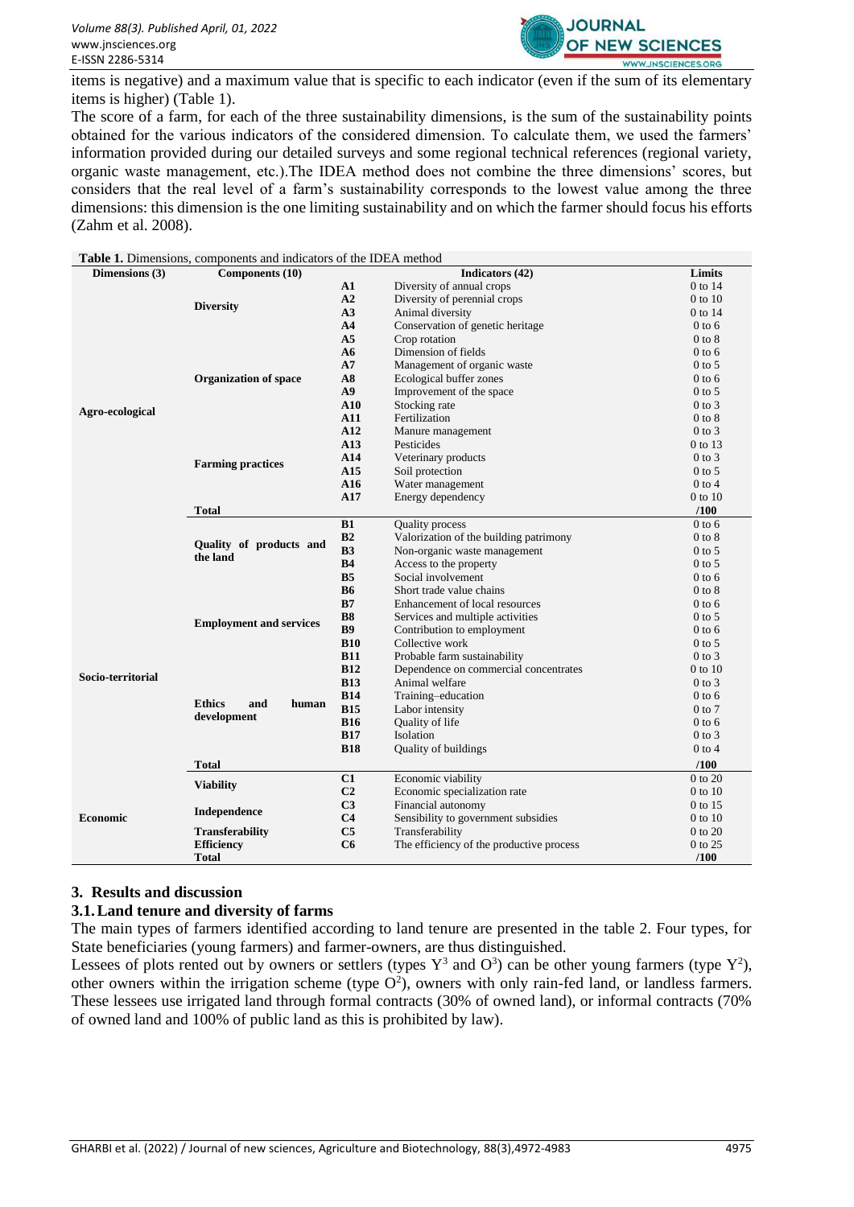items is negative) and a maximum value that is specific to each indicator (even if the sum of its elementary items is higher) (Table 1).

The score of a farm, for each of the three sustainability dimensions, is the sum of the sustainability points obtained for the various indicators of the considered dimension. To calculate them, we used the farmers' information provided during our detailed surveys and some regional technical references (regional variety, organic waste management, etc.).The IDEA method does not combine the three dimensions' scores, but considers that the real level of a farm's sustainability corresponds to the lowest value among the three dimensions: this dimension is the one limiting sustainability and on which the farmer should focus his efforts (Zahm et al. 2008).

**Table 1.** Dimensions, components and indicators of the IDEA method

| Dimensions (3) | Components (10) | | Indicators (42) | Limits |
|---|---|---|---|---|
| Agro-ecological | Diversity | A1 | Diversity of annual crops | 0 to 14 |
| | | A2 | Diversity of perennial crops | 0 to 10 |
| | | A3 | Animal diversity | 0 to 14 |
| | | A4 | Conservation of genetic heritage | 0 to 6 |
| | Organization of space | A5 | Crop rotation | 0 to 8 |
| | | A6 | Dimension of fields | 0 to 6 |
| | | A7 | Management of organic waste | 0 to 5 |
| | | A8 | Ecological buffer zones | 0 to 6 |
| | | A9 | Improvement of the space | 0 to 5 |
| | | A10 | Stocking rate | 0 to 3 |
| | Farming practices | A11 | Fertilization | 0 to 8 |
| | | A12 | Manure management | 0 to 3 |
| | | A13 | Pesticides | 0 to 13 |
| | | A14 | Veterinary products | 0 to 3 |
| | | A15 | Soil protection | 0 to 5 |
| | | A16 | Water management | 0 to 4 |
| | | A17 | Energy dependency | 0 to 10 |
| | **Total** | | | **/100** |
| Socio-territorial | Quality of products and the land | B1 | Quality process | 0 to 6 |
| | | B2 | Valorization of the building patrimony | 0 to 8 |
| | | B3 | Non-organic waste management | 0 to 5 |
| | | B4 | Access to the property | 0 to 5 |
| | | B5 | Social involvement | 0 to 6 |
| | Employment and services | B6 | Short trade value chains | 0 to 8 |
| | | B7 | Enhancement of local resources | 0 to 6 |
| | | B8 | Services and multiple activities | 0 to 5 |
| | | B9 | Contribution to employment | 0 to 6 |
| | | B10 | Collective work | 0 to 5 |
| | | B11 | Probable farm sustainability | 0 to 3 |
| | Ethics and human development | B12 | Dependence on commercial concentrates | 0 to 10 |
| | | B13 | Animal welfare | 0 to 3 |
| | | B14 | Training–education | 0 to 6 |
| | | B15 | Labor intensity | 0 to 7 |
| | | B16 | Quality of life | 0 to 6 |
| | | B17 | Isolation | 0 to 3 |
| | | B18 | Quality of buildings | 0 to 4 |
| | **Total** | | | **/100** |
| Economic | Viability | C1 | Economic viability | 0 to 20 |
| | | C2 | Economic specialization rate | 0 to 10 |
| | Independence | C3 | Financial autonomy | 0 to 15 |
| | | C4 | Sensibility to government subsidies | 0 to 10 |
| | Transferability | C5 | Transferability | 0 to 20 |
| | Efficiency | C6 | The efficiency of the productive process | 0 to 25 |
| | **Total** | | | **/100** |

## 3. Results and discussion

### 3.1. Land tenure and diversity of farms

The main types of farmers identified according to land tenure are presented in the table 2. Four types, for State beneficiaries (young farmers) and farmer-owners, are thus distinguished.

Lessees of plots rented out by owners or settlers (types $Y^3$ and $O^3$) can be other young farmers (type $Y^2$), other owners within the irrigation scheme (type $O^2$), owners with only rain-fed land, or landless farmers. These lessees use irrigated land through formal contracts (30% of owned land), or informal contracts (70% of owned land and 100% of public land as this is prohibited by law).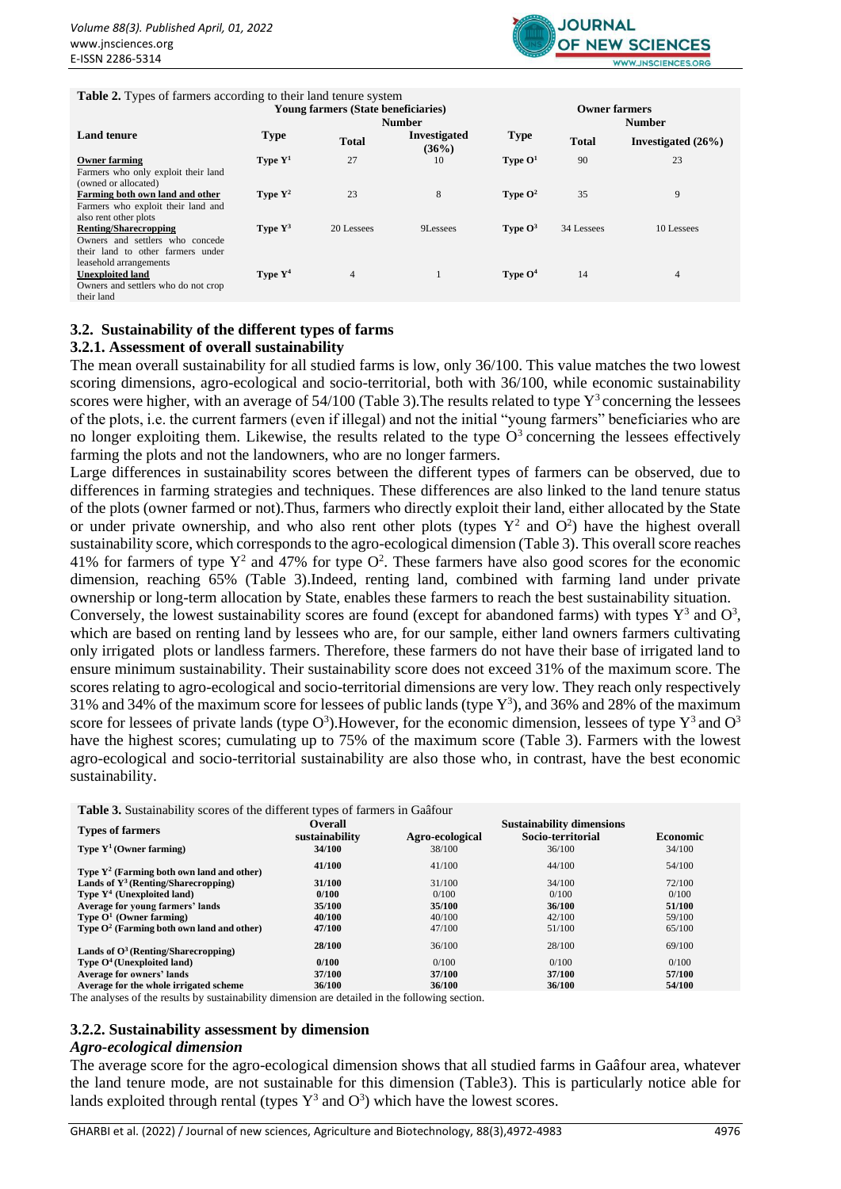**Table 2.** Types of farmers according to their land tenure system

| Land tenure | Young farmers (State beneficiaries) | | | Owner farmers | | |
|---|---|---|---|---|---|---|
| | Type | Number Total | Number Investigated (36%) | Type | Number Total | Number Investigated (26%) |
| **Owner farming** Farmers who only exploit their land (owned or allocated) | Type $Y^1$ | 27 | 10 | Type $O^1$ | 90 | 23 |
| **Farming both own land and other** Farmers who exploit their land and also rent other plots | Type $Y^2$ | 23 | 8 | Type $O^2$ | 35 | 9 |
| **Renting/Sharecropping** Owners and settlers who concede their land to other farmers under leasehold arrangements | Type $Y^3$ | 20 Lessees | 9Lessees | Type $O^3$ | 34 Lessees | 10 Lessees |
| **Unexploited land** Owners and settlers who do not crop their land | Type $Y^4$ | 4 | 1 | Type $O^4$ | 14 | 4 |

### 3.2. Sustainability of the different types of farms

#### 3.2.1. Assessment of overall sustainability

The mean overall sustainability for all studied farms is low, only 36/100. This value matches the two lowest scoring dimensions, agro-ecological and socio-territorial, both with 36/100, while economic sustainability scores were higher, with an average of 54/100 (Table 3).The results related to type $Y^3$ concerning the lessees of the plots, i.e. the current farmers (even if illegal) and not the initial "young farmers" beneficiaries who are no longer exploiting them. Likewise, the results related to the type $O^3$ concerning the lessees effectively farming the plots and not the landowners, who are no longer farmers.

Large differences in sustainability scores between the different types of farmers can be observed, due to differences in farming strategies and techniques. These differences are also linked to the land tenure status of the plots (owner farmed or not).Thus, farmers who directly exploit their land, either allocated by the State or under private ownership, and who also rent other plots (types $Y^2$ and $O^2$) have the highest overall sustainability score, which corresponds to the agro-ecological dimension (Table 3). This overall score reaches 41% for farmers of type $Y^2$ and 47% for type $O^2$. These farmers have also good scores for the economic dimension, reaching 65% (Table 3).Indeed, renting land, combined with farming land under private ownership or long-term allocation by State, enables these farmers to reach the best sustainability situation.

Conversely, the lowest sustainability scores are found (except for abandoned farms) with types $Y^3$ and $O^3$, which are based on renting land by lessees who are, for our sample, either land owners farmers cultivating only irrigated plots or landless farmers. Therefore, these farmers do not have their base of irrigated land to ensure minimum sustainability. Their sustainability score does not exceed 31% of the maximum score. The scores relating to agro-ecological and socio-territorial dimensions are very low. They reach only respectively 31% and 34% of the maximum score for lessees of public lands (type $Y^3$), and 36% and 28% of the maximum score for lessees of private lands (type $O^3$).However, for the economic dimension, lessees of type $Y^3$ and $O^3$ have the highest scores; cumulating up to 75% of the maximum score (Table 3). Farmers with the lowest agro-ecological and socio-territorial sustainability are also those who, in contrast, have the best economic sustainability.

**Table 3.** Sustainability scores of the different types of farmers in Gaâfour

| Types of farmers | Overall sustainability | Sustainability dimensions Agro-ecological | Socio-territorial | Economic |
|---|---|---|---|---|
| **Type $Y^1$ (Owner farming)** | **34/100** | 38/100 | 36/100 | 34/100 |
| **Type $Y^2$ (Farming both own land and other)** | **41/100** | 41/100 | 44/100 | 54/100 |
| **Lands of $Y^3$ (Renting/Sharecropping)** | **31/100** | 31/100 | 34/100 | 72/100 |
| **Type $Y^4$ (Unexploited land)** | **0/100** | 0/100 | 0/100 | 0/100 |
| **Average for young farmers' lands** | **35/100** | **35/100** | **36/100** | **51/100** |
| **Type $O^1$ (Owner farming)** | **40/100** | 40/100 | 42/100 | 59/100 |
| **Type $O^2$ (Farming both own land and other)** | **47/100** | 47/100 | 51/100 | 65/100 |
| **Lands of $O^3$ (Renting/Sharecropping)** | **28/100** | 36/100 | 28/100 | 69/100 |
| **Type $O^4$ (Unexploited land)** | **0/100** | 0/100 | 0/100 | 0/100 |
| **Average for owners' lands** | **37/100** | **37/100** | **37/100** | **57/100** |
| **Average for the whole irrigated scheme** | **36/100** | **36/100** | **36/100** | **54/100** |

The analyses of the results by sustainability dimension are detailed in the following section.

#### 3.2.2. Sustainability assessment by dimension

*Agro-ecological dimension*

The average score for the agro-ecological dimension shows that all studied farms in Gaâfour area, whatever the land tenure mode, are not sustainable for this dimension (Table3). This is particularly notice able for lands exploited through rental (types $Y^3$ and $O^3$) which have the lowest scores.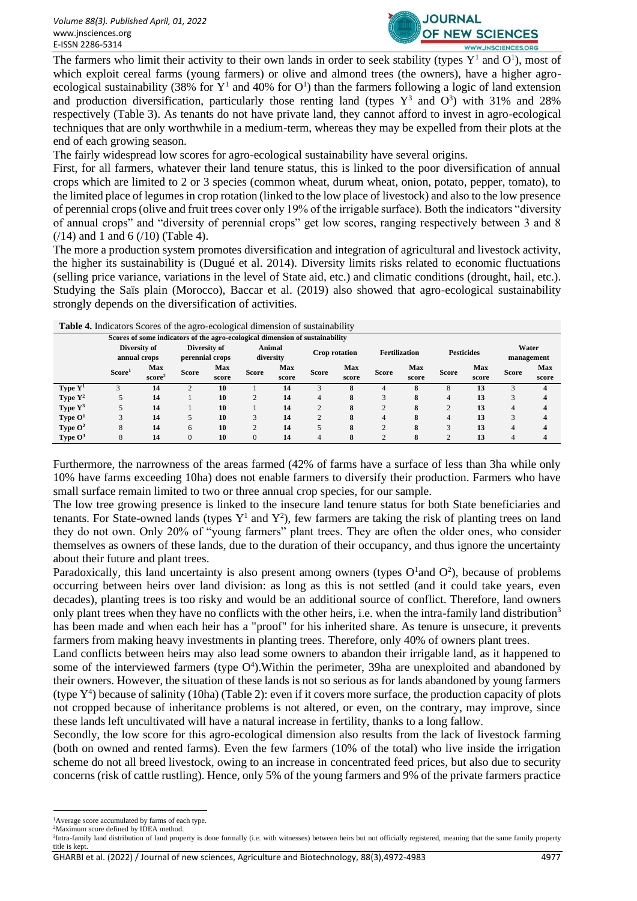The farmers who limit their activity to their own lands in order to seek stability (types $Y^1$ and $O^1$), most of which exploit cereal farms (young farmers) or olive and almond trees (the owners), have a higher agro-ecological sustainability (38% for $Y^1$ and 40% for $O^1$) than the farmers following a logic of land extension and production diversification, particularly those renting land (types $Y^3$ and $O^3$) with 31% and 28% respectively (Table 3). As tenants do not have private land, they cannot afford to invest in agro-ecological techniques that are only worthwhile in a medium-term, whereas they may be expelled from their plots at the end of each growing season.

The fairly widespread low scores for agro-ecological sustainability have several origins.

First, for all farmers, whatever their land tenure status, this is linked to the poor diversification of annual crops which are limited to 2 or 3 species (common wheat, durum wheat, onion, potato, pepper, tomato), to the limited place of legumes in crop rotation (linked to the low place of livestock) and also to the low presence of perennial crops (olive and fruit trees cover only 19% of the irrigable surface). Both the indicators "diversity of annual crops" and "diversity of perennial crops" get low scores, ranging respectively between 3 and 8 (/14) and 1 and 6 (/10) (Table 4).

The more a production system promotes diversification and integration of agricultural and livestock activity, the higher its sustainability is (Dugué et al. 2014). Diversity limits risks related to economic fluctuations (selling price variance, variations in the level of State aid, etc.) and climatic conditions (drought, hail, etc.). Studying the Saïs plain (Morocco), Baccar et al. (2019) also showed that agro-ecological sustainability strongly depends on the diversification of activities.

**Table 4.** Indicators Scores of the agro-ecological dimension of sustainability

| | Scores of some indicators of the agro-ecological dimension of sustainability | | | | | | | | | | | | | |
|---|---|---|---|---|---|---|---|---|---|---|---|---|---|---|
| | Diversity of annual crops | | Diversity of perennial crops | | Animal diversity | | Crop rotation | | Fertilization | | Pesticides | | Water management | |
| | Score[1] | Max score[2] | Score | Max score | Score | Max score | Score | Max score | Score | Max score | Score | Max score | Score | Max score |
| **Type $Y^1$** | 3 | 14 | 2 | 10 | 1 | 14 | 3 | 8 | 4 | 8 | 8 | 13 | 3 | 4 |
| **Type $Y^2$** | 5 | 14 | 1 | 10 | 2 | 14 | 4 | 8 | 3 | 8 | 4 | 13 | 3 | 4 |
| **Type $Y^3$** | 5 | 14 | 1 | 10 | 1 | 14 | 2 | 8 | 2 | 8 | 2 | 13 | 4 | 4 |
| **Type $O^1$** | 3 | 14 | 5 | 10 | 3 | 14 | 2 | 8 | 4 | 8 | 4 | 13 | 3 | 4 |
| **Type $O^2$** | 8 | 14 | 6 | 10 | 2 | 14 | 5 | 8 | 2 | 8 | 3 | 13 | 4 | 4 |
| **Type $O^3$** | 8 | 14 | 0 | 10 | 0 | 14 | 4 | 8 | 2 | 8 | 2 | 13 | 4 | 4 |

Furthermore, the narrowness of the areas farmed (42% of farms have a surface of less than 3ha while only 10% have farms exceeding 10ha) does not enable farmers to diversify their production. Farmers who have small surface remain limited to two or three annual crop species, for our sample.

The low tree growing presence is linked to the insecure land tenure status for both State beneficiaries and tenants. For State-owned lands (types $Y^1$ and $Y^2$), few farmers are taking the risk of planting trees on land they do not own. Only 20% of "young farmers" plant trees. They are often the older ones, who consider themselves as owners of these lands, due to the duration of their occupancy, and thus ignore the uncertainty about their future and plant trees.

Paradoxically, this land uncertainty is also present among owners (types $O^1$and $O^2$), because of problems occurring between heirs over land division: as long as this is not settled (and it could take years, even decades), planting trees is too risky and would be an additional source of conflict. Therefore, land owners only plant trees when they have no conflicts with the other heirs, i.e. when the intra-family land distribution[3] has been made and when each heir has a "proof" for his inherited share. As tenure is unsecure, it prevents farmers from making heavy investments in planting trees. Therefore, only 40% of owners plant trees.

Land conflicts between heirs may also lead some owners to abandon their irrigable land, as it happened to some of the interviewed farmers (type $O^4$).Within the perimeter, 39ha are unexploited and abandoned by their owners. However, the situation of these lands is not so serious as for lands abandoned by young farmers (type $Y^4$) because of salinity (10ha) (Table 2): even if it covers more surface, the production capacity of plots not cropped because of inheritance problems is not altered, or even, on the contrary, may improve, since these lands left uncultivated will have a natural increase in fertility, thanks to a long fallow.

Secondly, the low score for this agro-ecological dimension also results from the lack of livestock farming (both on owned and rented farms). Even the few farmers (10% of the total) who live inside the irrigation scheme do not all breed livestock, owing to an increase in concentrated feed prices, but also due to security concerns (risk of cattle rustling). Hence, only 5% of the young farmers and 9% of the private farmers practice

[1]Average score accumulated by farms of each type.

[2]Maximum score defined by IDEA method.

[3]Intra-family land distribution of land property is done formally (i.e. with witnesses) between heirs but not officially registered, meaning that the same family property title is kept.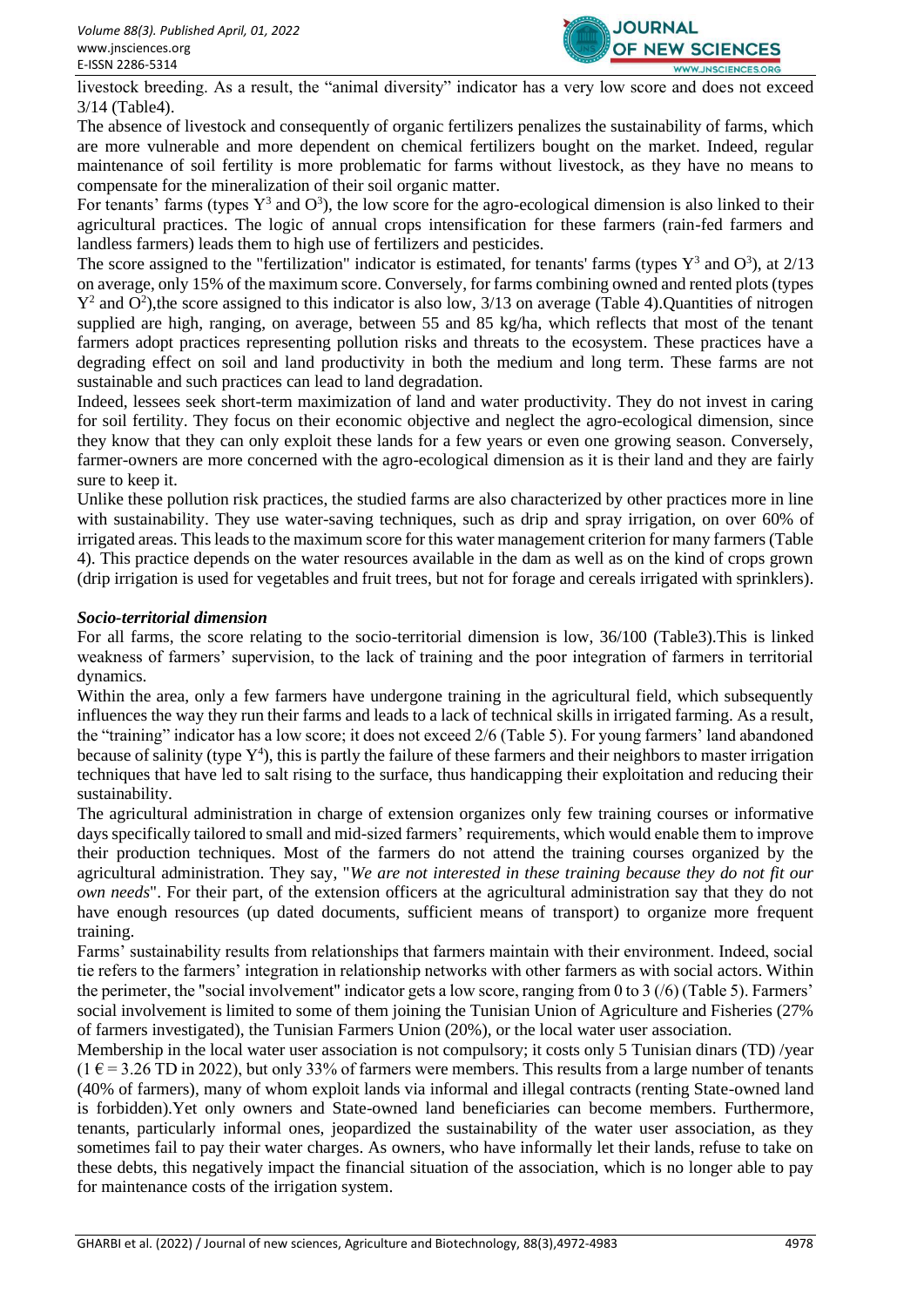livestock breeding. As a result, the "animal diversity" indicator has a very low score and does not exceed 3/14 (Table4).

The absence of livestock and consequently of organic fertilizers penalizes the sustainability of farms, which are more vulnerable and more dependent on chemical fertilizers bought on the market. Indeed, regular maintenance of soil fertility is more problematic for farms without livestock, as they have no means to compensate for the mineralization of their soil organic matter.

For tenants' farms (types $Y^3$ and $O^3$), the low score for the agro-ecological dimension is also linked to their agricultural practices. The logic of annual crops intensification for these farmers (rain-fed farmers and landless farmers) leads them to high use of fertilizers and pesticides.

The score assigned to the "fertilization" indicator is estimated, for tenants' farms (types $Y^3$ and $O^3$), at 2/13 on average, only 15% of the maximum score. Conversely, for farms combining owned and rented plots (types $Y^2$ and $O^2$),the score assigned to this indicator is also low, 3/13 on average (Table 4).Quantities of nitrogen supplied are high, ranging, on average, between 55 and 85 kg/ha, which reflects that most of the tenant farmers adopt practices representing pollution risks and threats to the ecosystem. These practices have a degrading effect on soil and land productivity in both the medium and long term. These farms are not sustainable and such practices can lead to land degradation.

Indeed, lessees seek short-term maximization of land and water productivity. They do not invest in caring for soil fertility. They focus on their economic objective and neglect the agro-ecological dimension, since they know that they can only exploit these lands for a few years or even one growing season. Conversely, farmer-owners are more concerned with the agro-ecological dimension as it is their land and they are fairly sure to keep it.

Unlike these pollution risk practices, the studied farms are also characterized by other practices more in line with sustainability. They use water-saving techniques, such as drip and spray irrigation, on over 60% of irrigated areas. This leads to the maximum score for this water management criterion for many farmers (Table 4). This practice depends on the water resources available in the dam as well as on the kind of crops grown (drip irrigation is used for vegetables and fruit trees, but not for forage and cereals irrigated with sprinklers).

### *Socio-territorial dimension*

For all farms, the score relating to the socio-territorial dimension is low, 36/100 (Table3).This is linked weakness of farmers' supervision, to the lack of training and the poor integration of farmers in territorial dynamics.

Within the area, only a few farmers have undergone training in the agricultural field, which subsequently influences the way they run their farms and leads to a lack of technical skills in irrigated farming. As a result, the "training" indicator has a low score; it does not exceed 2/6 (Table 5). For young farmers' land abandoned because of salinity (type $Y^4$), this is partly the failure of these farmers and their neighbors to master irrigation techniques that have led to salt rising to the surface, thus handicapping their exploitation and reducing their sustainability.

The agricultural administration in charge of extension organizes only few training courses or informative days specifically tailored to small and mid-sized farmers' requirements, which would enable them to improve their production techniques. Most of the farmers do not attend the training courses organized by the agricultural administration. They say, "*We are not interested in these training because they do not fit our own needs*". For their part, of the extension officers at the agricultural administration say that they do not have enough resources (up dated documents, sufficient means of transport) to organize more frequent training.

Farms' sustainability results from relationships that farmers maintain with their environment. Indeed, social tie refers to the farmers' integration in relationship networks with other farmers as with social actors. Within the perimeter, the "social involvement" indicator gets a low score, ranging from 0 to 3 (/6) (Table 5). Farmers' social involvement is limited to some of them joining the Tunisian Union of Agriculture and Fisheries (27% of farmers investigated), the Tunisian Farmers Union (20%), or the local water user association.

Membership in the local water user association is not compulsory; it costs only 5 Tunisian dinars (TD) /year (1 € = 3.26 TD in 2022), but only 33% of farmers were members. This results from a large number of tenants (40% of farmers), many of whom exploit lands via informal and illegal contracts (renting State-owned land is forbidden).Yet only owners and State-owned land beneficiaries can become members. Furthermore, tenants, particularly informal ones, jeopardized the sustainability of the water user association, as they sometimes fail to pay their water charges. As owners, who have informally let their lands, refuse to take on these debts, this negatively impact the financial situation of the association, which is no longer able to pay for maintenance costs of the irrigation system.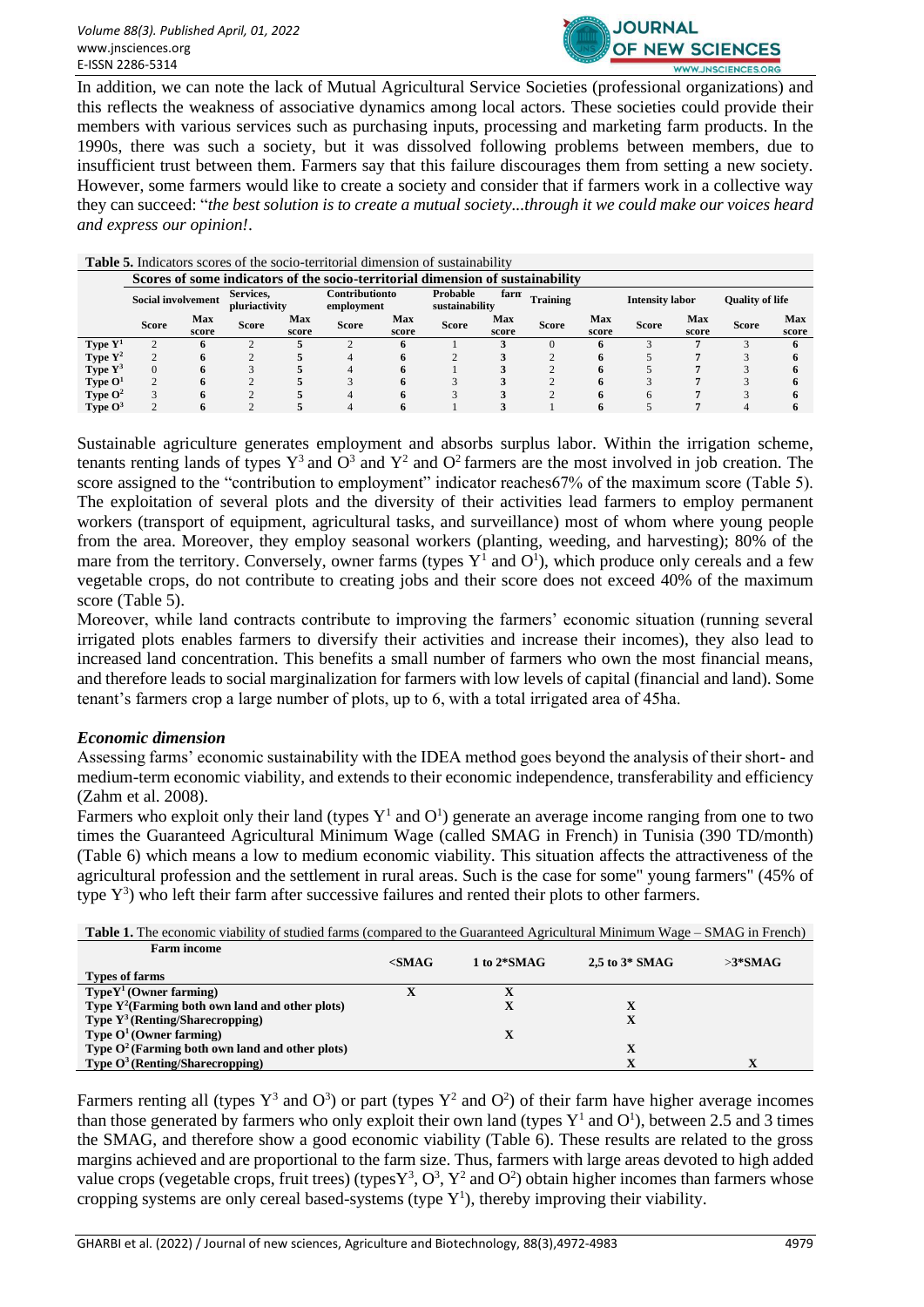In addition, we can note the lack of Mutual Agricultural Service Societies (professional organizations) and this reflects the weakness of associative dynamics among local actors. These societies could provide their members with various services such as purchasing inputs, processing and marketing farm products. In the 1990s, there was such a society, but it was dissolved following problems between members, due to insufficient trust between them. Farmers say that this failure discourages them from setting a new society. However, some farmers would like to create a society and consider that if farmers work in a collective way they can succeed: "*the best solution is to create a mutual society...through it we could make our voices heard and express our opinion!*.

**Table 5.** Indicators scores of the socio-territorial dimension of sustainability

| | Scores of some indicators of the socio-territorial dimension of sustainability | | | | | | | | | | | | | |
|---|---|---|---|---|---|---|---|---|---|---|---|---|---|---|
| | Social involvement | | Services, pluriactivity | | Contributionto employment | | Probable farm sustainability | | Training | | Intensity labor | | Quality of life | |
| | Score | Max score | Score | Max score | Score | Max score | Score | Max score | Score | Max score | Score | Max score | Score | Max score |
| **Type $Y^1$** | 2 | 6 | 2 | 5 | 2 | 6 | 1 | 3 | 0 | 6 | 3 | 7 | 3 | 6 |
| **Type $Y^2$** | 2 | 6 | 2 | 5 | 4 | 6 | 2 | 3 | 2 | 6 | 5 | 7 | 3 | 6 |
| **Type $Y^3$** | 0 | 6 | 3 | 5 | 4 | 6 | 1 | 3 | 2 | 6 | 5 | 7 | 3 | 6 |
| **Type $O^1$** | 2 | 6 | 2 | 5 | 3 | 6 | 3 | 3 | 2 | 6 | 3 | 7 | 3 | 6 |
| **Type $O^2$** | 3 | 6 | 2 | 5 | 4 | 6 | 3 | 3 | 2 | 6 | 6 | 7 | 3 | 6 |
| **Type $O^3$** | 2 | 6 | 2 | 5 | 4 | 6 | 1 | 3 | 1 | 6 | 5 | 7 | 4 | 6 |

Sustainable agriculture generates employment and absorbs surplus labor. Within the irrigation scheme, tenants renting lands of types $Y^3$ and $O^3$ and $Y^2$ and $O^2$ farmers are the most involved in job creation. The score assigned to the "contribution to employment" indicator reaches67% of the maximum score (Table 5). The exploitation of several plots and the diversity of their activities lead farmers to employ permanent workers (transport of equipment, agricultural tasks, and surveillance) most of whom where young people from the area. Moreover, they employ seasonal workers (planting, weeding, and harvesting); 80% of the mare from the territory. Conversely, owner farms (types $Y^1$ and $O^1$), which produce only cereals and a few vegetable crops, do not contribute to creating jobs and their score does not exceed 40% of the maximum score (Table 5).

Moreover, while land contracts contribute to improving the farmers' economic situation (running several irrigated plots enables farmers to diversify their activities and increase their incomes), they also lead to increased land concentration. This benefits a small number of farmers who own the most financial means, and therefore leads to social marginalization for farmers with low levels of capital (financial and land). Some tenant's farmers crop a large number of plots, up to 6, with a total irrigated area of 45ha.

### *Economic dimension*

Assessing farms' economic sustainability with the IDEA method goes beyond the analysis of their short- and medium-term economic viability, and extends to their economic independence, transferability and efficiency (Zahm et al. 2008).

Farmers who exploit only their land (types $Y^1$ and $O^1$) generate an average income ranging from one to two times the Guaranteed Agricultural Minimum Wage (called SMAG in French) in Tunisia (390 TD/month) (Table 6) which means a low to medium economic viability. This situation affects the attractiveness of the agricultural profession and the settlement in rural areas. Such is the case for some" young farmers" (45% of type $Y^3$) who left their farm after successive failures and rented their plots to other farmers.

**Table 1.** The economic viability of studied farms (compared to the Guaranteed Agricultural Minimum Wage – SMAG in French)

| Farm income / Types of farms | <SMAG | 1 to 2*SMAG | 2,5 to 3* SMAG | >3*SMAG |
|---|---|---|---|---|
| **Type$Y^1$ (Owner farming)** | X | X | | |
| **Type $Y^2$(Farming both own land and other plots)** | | X | X | |
| **Type $Y^3$ (Renting/Sharecropping)** | | | X | |
| **Type $O^1$ (Owner farming)** | | X | | |
| **Type $O^2$ (Farming both own land and other plots)** | | | X | |
| **Type $O^3$ (Renting/Sharecropping)** | | | X | X |

Farmers renting all (types $Y^3$ and $O^3$) or part (types $Y^2$ and $O^2$) of their farm have higher average incomes than those generated by farmers who only exploit their own land (types $Y^1$ and $O^1$), between 2.5 and 3 times the SMAG, and therefore show a good economic viability (Table 6). These results are related to the gross margins achieved and are proportional to the farm size. Thus, farmers with large areas devoted to high added value crops (vegetable crops, fruit trees) (types$Y^3$, $O^3$, $Y^2$ and $O^2$) obtain higher incomes than farmers whose cropping systems are only cereal based-systems (type $Y^1$), thereby improving their viability.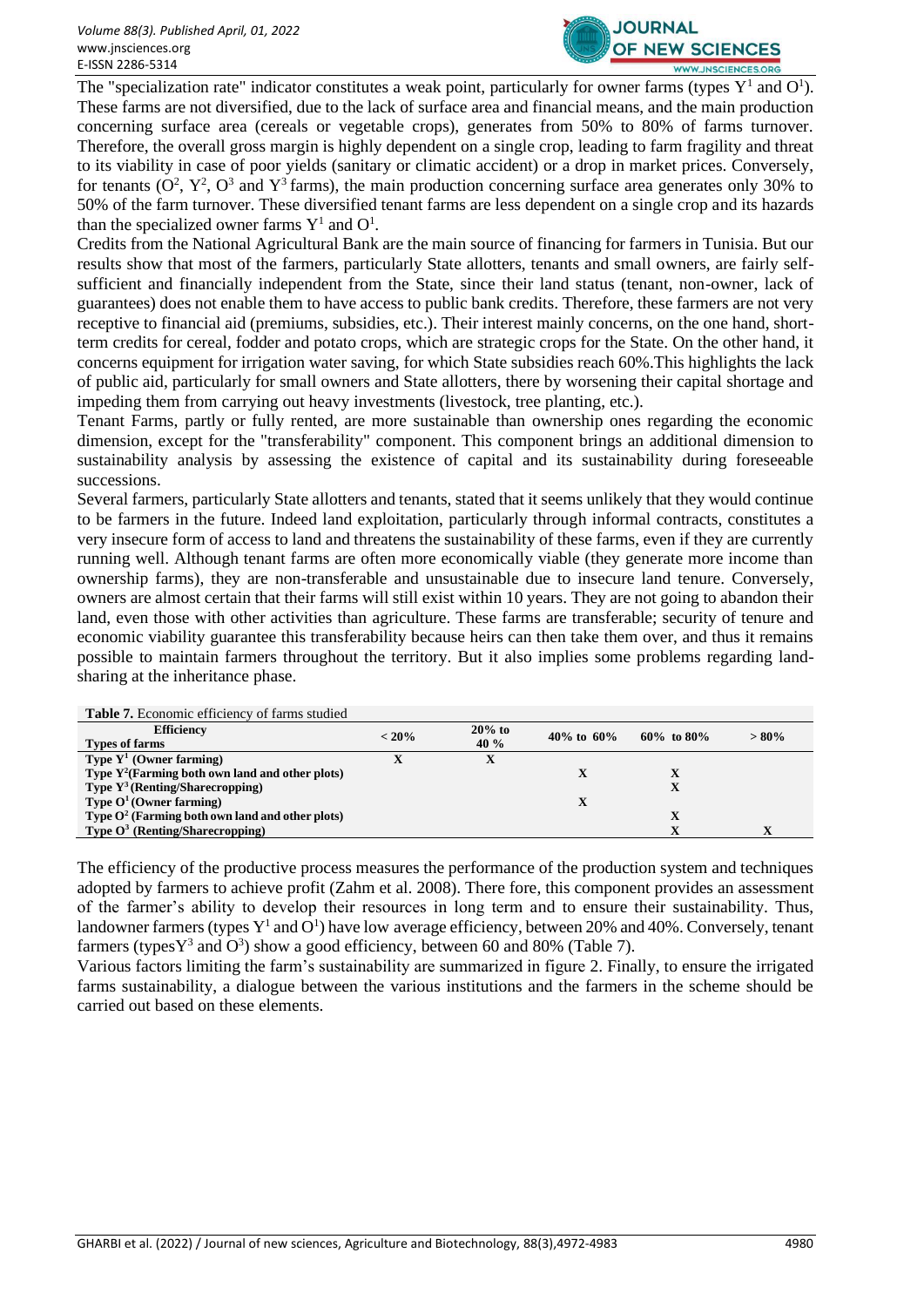The "specialization rate" indicator constitutes a weak point, particularly for owner farms (types $Y^1$ and $O^1$). These farms are not diversified, due to the lack of surface area and financial means, and the main production concerning surface area (cereals or vegetable crops), generates from 50% to 80% of farms turnover. Therefore, the overall gross margin is highly dependent on a single crop, leading to farm fragility and threat to its viability in case of poor yields (sanitary or climatic accident) or a drop in market prices. Conversely, for tenants ($O^2$, $Y^2$, $O^3$ and $Y^3$ farms), the main production concerning surface area generates only 30% to 50% of the farm turnover. These diversified tenant farms are less dependent on a single crop and its hazards than the specialized owner farms $Y^1$ and $O^1$.

Credits from the National Agricultural Bank are the main source of financing for farmers in Tunisia. But our results show that most of the farmers, particularly State allotters, tenants and small owners, are fairly self-sufficient and financially independent from the State, since their land status (tenant, non-owner, lack of guarantees) does not enable them to have access to public bank credits. Therefore, these farmers are not very receptive to financial aid (premiums, subsidies, etc.). Their interest mainly concerns, on the one hand, short-term credits for cereal, fodder and potato crops, which are strategic crops for the State. On the other hand, it concerns equipment for irrigation water saving, for which State subsidies reach 60%.This highlights the lack of public aid, particularly for small owners and State allotters, there by worsening their capital shortage and impeding them from carrying out heavy investments (livestock, tree planting, etc.).

Tenant Farms, partly or fully rented, are more sustainable than ownership ones regarding the economic dimension, except for the "transferability" component. This component brings an additional dimension to sustainability analysis by assessing the existence of capital and its sustainability during foreseeable successions.

Several farmers, particularly State allotters and tenants, stated that it seems unlikely that they would continue to be farmers in the future. Indeed land exploitation, particularly through informal contracts, constitutes a very insecure form of access to land and threatens the sustainability of these farms, even if they are currently running well. Although tenant farms are often more economically viable (they generate more income than ownership farms), they are non-transferable and unsustainable due to insecure land tenure. Conversely, owners are almost certain that their farms will still exist within 10 years. They are not going to abandon their land, even those with other activities than agriculture. These farms are transferable; security of tenure and economic viability guarantee this transferability because heirs can then take them over, and thus it remains possible to maintain farmers throughout the territory. But it also implies some problems regarding land-sharing at the inheritance phase.

**Table 7.** Economic efficiency of farms studied

| Efficiency / Types of farms | < 20% | 20% to 40 % | 40% to 60% | 60% to 80% | > 80% |
|---|---|---|---|---|---|
| Type $Y^1$ (Owner farming) | X | X | | | |
| Type $Y^2$(Farming both own land and other plots) | | | X | X | |
| Type $Y^3$ (Renting/Sharecropping) | | | | X | |
| Type $O^1$ (Owner farming) | | | X | | |
| Type $O^2$ (Farming both own land and other plots) | | | | X | |
| Type $O^3$ (Renting/Sharecropping) | | | | X | X |

The efficiency of the productive process measures the performance of the production system and techniques adopted by farmers to achieve profit (Zahm et al. 2008). There fore, this component provides an assessment of the farmer's ability to develop their resources in long term and to ensure their sustainability. Thus, landowner farmers (types $Y^1$ and $O^1$) have low average efficiency, between 20% and 40%. Conversely, tenant farmers (types$Y^3$ and $O^3$) show a good efficiency, between 60 and 80% (Table 7).

Various factors limiting the farm's sustainability are summarized in figure 2. Finally, to ensure the irrigated farms sustainability, a dialogue between the various institutions and the farmers in the scheme should be carried out based on these elements.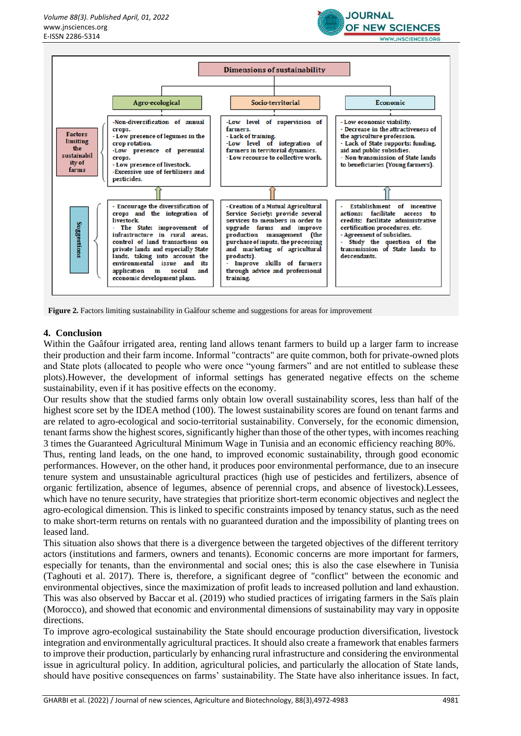| Dimensions of sustainability | Agro-ecological | Socio-territorial | Economic |
|---|---|---|---|
| Factors limiting the sustainability of farms | -Non-diversification of annual crops. - Low presence of legumes in the crop rotation. -Low presence of perennial crops. - Low presence of livestock. -Excessive use of fertilizers and pesticides. | -Low level of supervision of farmers. - Lack of training. -Low level of integration of farmers in territorial dynamics. -Low recourse to collective work. | - Low economic viability. - Decrease in the attractiveness of the agriculture profession. - Lack of State supports: funding, aid and public subsidies. - Non-transmission of State lands to beneficiaries (Young farmers). |
| Suggestions | - Encourage the diversification of crops and the integration of livestock. - The State: improvement of infrastructure in rural areas, control of land transactions on private lands and especially State lands, taking into account the environmental issue and its application in social and economic development plans. | -Creation of a Mutual Agricultural Service Society: provide several services to members in order to upgrade farms and improve production management (the purchase of inputs, the processing and marketing of agricultural products). - Improve skills of farmers through advice and professional training. | - Establishment of incentive actions: facilitate access to credits; facilitate administrative certification procedures, etc. - Agreement of subsidies. - Study the question of the transmission of State lands to descendants. |

**Figure 2.** Factors limiting sustainability in Gaâfour scheme and suggestions for areas for improvement

## 4. Conclusion

Within the Gaâfour irrigated area, renting land allows tenant farmers to build up a larger farm to increase their production and their farm income. Informal "contracts" are quite common, both for private-owned plots and State plots (allocated to people who were once "young farmers" and are not entitled to sublease these plots).However, the development of informal settings has generated negative effects on the scheme sustainability, even if it has positive effects on the economy.

Our results show that the studied farms only obtain low overall sustainability scores, less than half of the highest score set by the IDEA method (100). The lowest sustainability scores are found on tenant farms and are related to agro-ecological and socio-territorial sustainability. Conversely, for the economic dimension, tenant farms show the highest scores, significantly higher than those of the other types, with incomes reaching 3 times the Guaranteed Agricultural Minimum Wage in Tunisia and an economic efficiency reaching 80%.

Thus, renting land leads, on the one hand, to improved economic sustainability, through good economic performances. However, on the other hand, it produces poor environmental performance, due to an insecure tenure system and unsustainable agricultural practices (high use of pesticides and fertilizers, absence of organic fertilization, absence of legumes, absence of perennial crops, and absence of livestock).Lessees, which have no tenure security, have strategies that prioritize short-term economic objectives and neglect the agro-ecological dimension. This is linked to specific constraints imposed by tenancy status, such as the need to make short-term returns on rentals with no guaranteed duration and the impossibility of planting trees on leased land.

This situation also shows that there is a divergence between the targeted objectives of the different territory actors (institutions and farmers, owners and tenants). Economic concerns are more important for farmers, especially for tenants, than the environmental and social ones; this is also the case elsewhere in Tunisia (Taghouti et al. 2017). There is, therefore, a significant degree of "conflict" between the economic and environmental objectives, since the maximization of profit leads to increased pollution and land exhaustion. This was also observed by Baccar et al. (2019) who studied practices of irrigating farmers in the Saïs plain (Morocco), and showed that economic and environmental dimensions of sustainability may vary in opposite directions.

To improve agro-ecological sustainability the State should encourage production diversification, livestock integration and environmentally agricultural practices. It should also create a framework that enables farmers to improve their production, particularly by enhancing rural infrastructure and considering the environmental issue in agricultural policy. In addition, agricultural policies, and particularly the allocation of State lands, should have positive consequences on farms' sustainability. The State have also inheritance issues. In fact,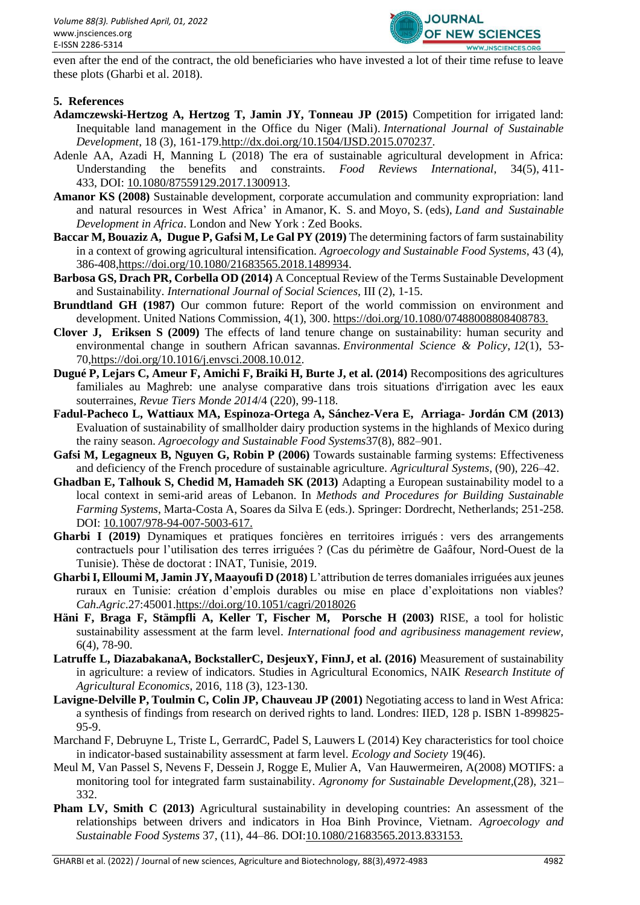even after the end of the contract, the old beneficiaries who have invested a lot of their time refuse to leave these plots (Gharbi et al. 2018).

## 5. References

**Adamczewski-Hertzog A, Hertzog T, Jamin JY, Tonneau JP (2015)** Competition for irrigated land: Inequitable land management in the Office du Niger (Mali). *International Journal of Sustainable Development*, 18 (3), 161-179.http://dx.doi.org/10.1504/IJSD.2015.070237.

Adenle AA, Azadi H, Manning L (2018) The era of sustainable agricultural development in Africa: Understanding the benefits and constraints. *Food Reviews International*, 34(5), 411-433, DOI: 10.1080/87559129.2017.1300913.

**Amanor KS (2008)** Sustainable development, corporate accumulation and community expropriation: land and natural resources in West Africa' in Amanor, K. S. and Moyo, S. (eds), *Land and Sustainable Development in Africa*. London and New York : Zed Books.

**Baccar M, Bouaziz A, Dugue P, Gafsi M, Le Gal PY (2019)** The determining factors of farm sustainability in a context of growing agricultural intensification. *Agroecology and Sustainable Food Systems*, 43 (4), 386-408,https://doi.org/10.1080/21683565.2018.1489934.

**Barbosa GS, Drach PR, Corbella OD (2014)** A Conceptual Review of the Terms Sustainable Development and Sustainability. *International Journal of Social Sciences*, III (2), 1-15.

**Brundtland GH (1987)** Our common future: Report of the world commission on environment and development. United Nations Commission, 4(1), 300. https://doi.org/10.1080/07488008808408783.

**Clover J, Eriksen S (2009)** The effects of land tenure change on sustainability: human security and environmental change in southern African savannas. *Environmental Science & Policy*, *12*(1), 53-70,https://doi.org/10.1016/j.envsci.2008.10.012.

**Dugué P, Lejars C, Ameur F, Amichi F, Braiki H, Burte J, et al. (2014)** Recompositions des agricultures familiales au Maghreb: une analyse comparative dans trois situations d'irrigation avec les eaux souterraines, *Revue Tiers Monde 2014*/4 (220), 99-118.

**Fadul-Pacheco L, Wattiaux MA, Espinoza-Ortega A, Sánchez-Vera E, Arriaga- Jordán CM (2013)** Evaluation of sustainability of smallholder dairy production systems in the highlands of Mexico during the rainy season. *Agroecology and Sustainable Food Systems*37(8), 882–901.

**Gafsi M, Legagneux B, Nguyen G, Robin P (2006)** Towards sustainable farming systems: Effectiveness and deficiency of the French procedure of sustainable agriculture. *Agricultural Systems*, (90), 226–42.

**Ghadban E, Talhouk S, Chedid M, Hamadeh SK (2013)** Adapting a European sustainability model to a local context in semi-arid areas of Lebanon. In *Methods and Procedures for Building Sustainable Farming Systems*, Marta-Costa A, Soares da Silva E (eds.). Springer: Dordrecht, Netherlands; 251-258. DOI: 10.1007/978-94-007-5003-617.

**Gharbi I (2019)** Dynamiques et pratiques foncières en territoires irrigués : vers des arrangements contractuels pour l'utilisation des terres irriguées ? (Cas du périmètre de Gaâfour, Nord-Ouest de la Tunisie). Thèse de doctorat : INAT, Tunisie, 2019.

**Gharbi I, Elloumi M, Jamin JY, Maayoufi D (2018)** L'attribution de terres domaniales irriguées aux jeunes ruraux en Tunisie: création d'emplois durables ou mise en place d'exploitations non viables? *Cah.Agric*.27:45001.https://doi.org/10.1051/cagri/2018026

**Häni F, Braga F, Stämpfli A, Keller T, Fischer M, Porsche H (2003)** RISE, a tool for holistic sustainability assessment at the farm level. *International food and agribusiness management review*, 6(4), 78-90.

**Latruffe L, DiazabakanaA, BockstallerC, DesjeuxY, FinnJ, et al. (2016)** Measurement of sustainability in agriculture: a review of indicators. Studies in Agricultural Economics, NAIK *Research Institute of Agricultural Economics*, 2016, 118 (3), 123-130.

**Lavigne-Delville P, Toulmin C, Colin JP, Chauveau JP (2001)** Negotiating access to land in West Africa: a synthesis of findings from research on derived rights to land. Londres: IIED, 128 p. ISBN 1-899825-95-9.

Marchand F, Debruyne L, Triste L, GerrardC, Padel S, Lauwers L (2014) Key characteristics for tool choice in indicator-based sustainability assessment at farm level. *Ecology and Society* 19(46).

Meul M, Van Passel S, Nevens F, Dessein J, Rogge E, Mulier A, Van Hauwermeiren, A(2008) MOTIFS: a monitoring tool for integrated farm sustainability. *Agronomy for Sustainable Development*,(28), 321–332.

**Pham LV, Smith C (2013)** Agricultural sustainability in developing countries: An assessment of the relationships between drivers and indicators in Hoa Binh Province, Vietnam. *Agroecology and Sustainable Food Systems* 37, (11), 44–86. DOI:10.1080/21683565.2013.833153.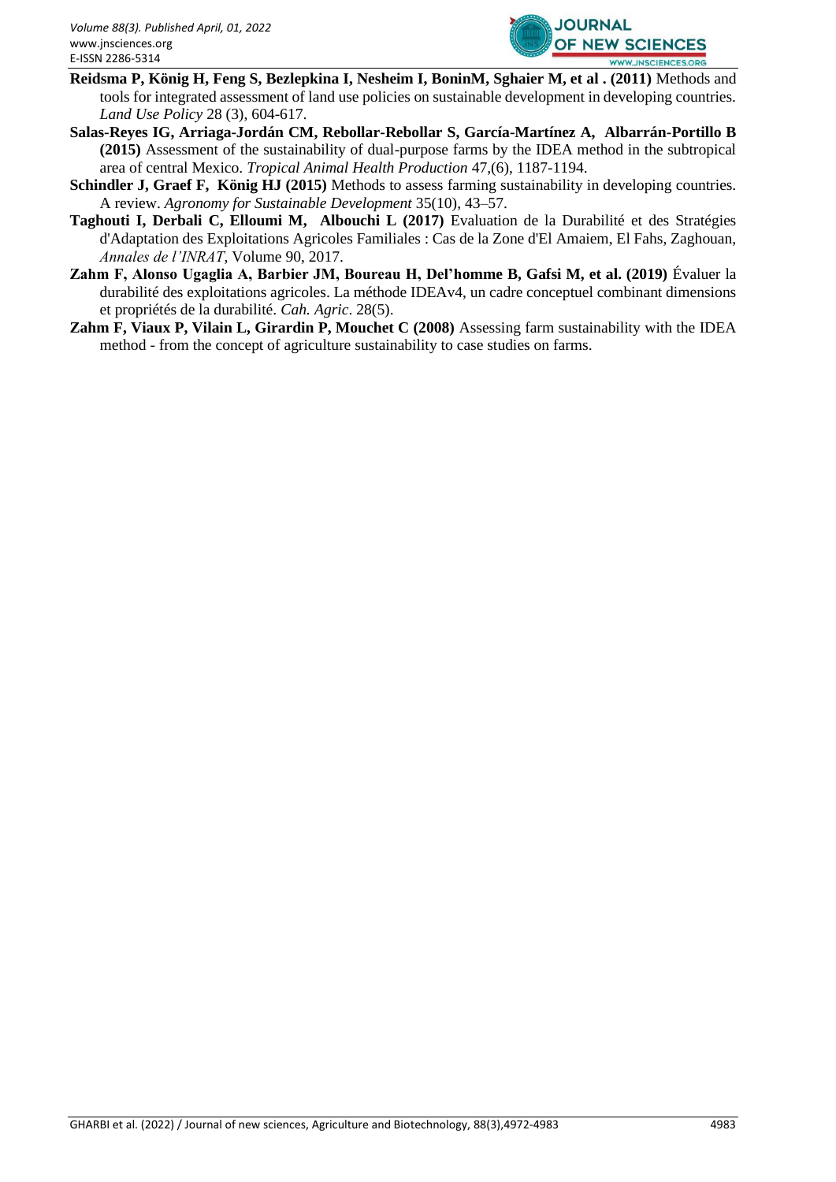**Reidsma P, König H, Feng S, Bezlepkina I, Nesheim I, BoninM, Sghaier M, et al . (2011)** Methods and tools for integrated assessment of land use policies on sustainable development in developing countries. *Land Use Policy* 28 (3), 604-617.

**Salas-Reyes IG, Arriaga-Jordán CM, Rebollar-Rebollar S, García-Martínez A, Albarrán-Portillo B (2015)** Assessment of the sustainability of dual-purpose farms by the IDEA method in the subtropical area of central Mexico. *Tropical Animal Health Production* 47,(6), 1187-1194.

**Schindler J, Graef F, König HJ (2015)** Methods to assess farming sustainability in developing countries. A review. *Agronomy for Sustainable Development* 35(10), 43–57.

**Taghouti I, Derbali C, Elloumi M, Albouchi L (2017)** Evaluation de la Durabilité et des Stratégies d'Adaptation des Exploitations Agricoles Familiales : Cas de la Zone d'El Amaiem, El Fahs, Zaghouan, *Annales de l'INRAT*, Volume 90, 2017.

**Zahm F, Alonso Ugaglia A, Barbier JM, Boureau H, Del'homme B, Gafsi M, et al. (2019)** Évaluer la durabilité des exploitations agricoles. La méthode IDEAv4, un cadre conceptuel combinant dimensions et propriétés de la durabilité. *Cah. Agric*. 28(5).

**Zahm F, Viaux P, Vilain L, Girardin P, Mouchet C (2008)** Assessing farm sustainability with the IDEA method - from the concept of agriculture sustainability to case studies on farms.